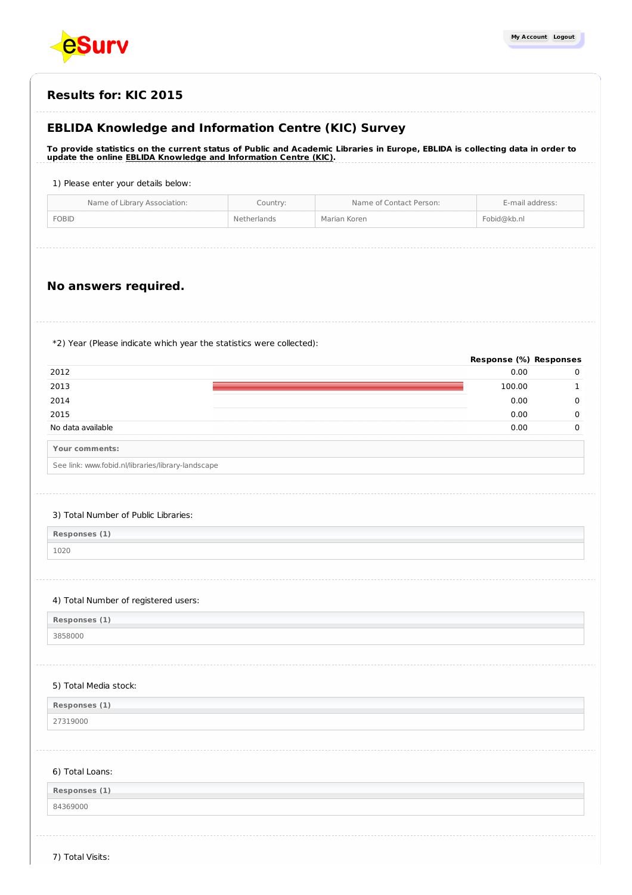# Results for: KIC 2015

## EBLIDA Knowledge and Information Centre (KIC) Survey

**To provide statistics on the current status of Public and Academic Libraries in Europe, EBLIDA is collecting data in order to update the online EBLIDA Knowledge and Information Centre (KIC).**

1) Please enter your details below:

| Name of Library Association: | Country: | Name of Contact Person: | E-mail address: |
|---|---|---|---|
| FOBID | Netherlands | Marian Koren | Fobid@kb.nl |

## No answers required.

*2) Year (Please indicate which year the statistics were collected):

| | Response (%) | Responses |
|---|---|---|
| 2012 | 0.00 | 0 |
| 2013 | 100.00 | 1 |
| 2014 | 0.00 | 0 |
| 2015 | 0.00 | 0 |
| No data available | 0.00 | 0 |

| Your comments: |
|---|
| See link: www.fobid.nl/libraries/library-landscape |

3) Total Number of Public Libraries:

| Responses (1) |
|---|
| 1020 |

4) Total Number of registered users:

| Responses (1) |
|---|
| 3858000 |

5) Total Media stock:

| Responses (1) |
|---|
| 27319000 |

6) Total Loans:

| Responses (1) |
|---|
| 84369000 |

7) Total Visits: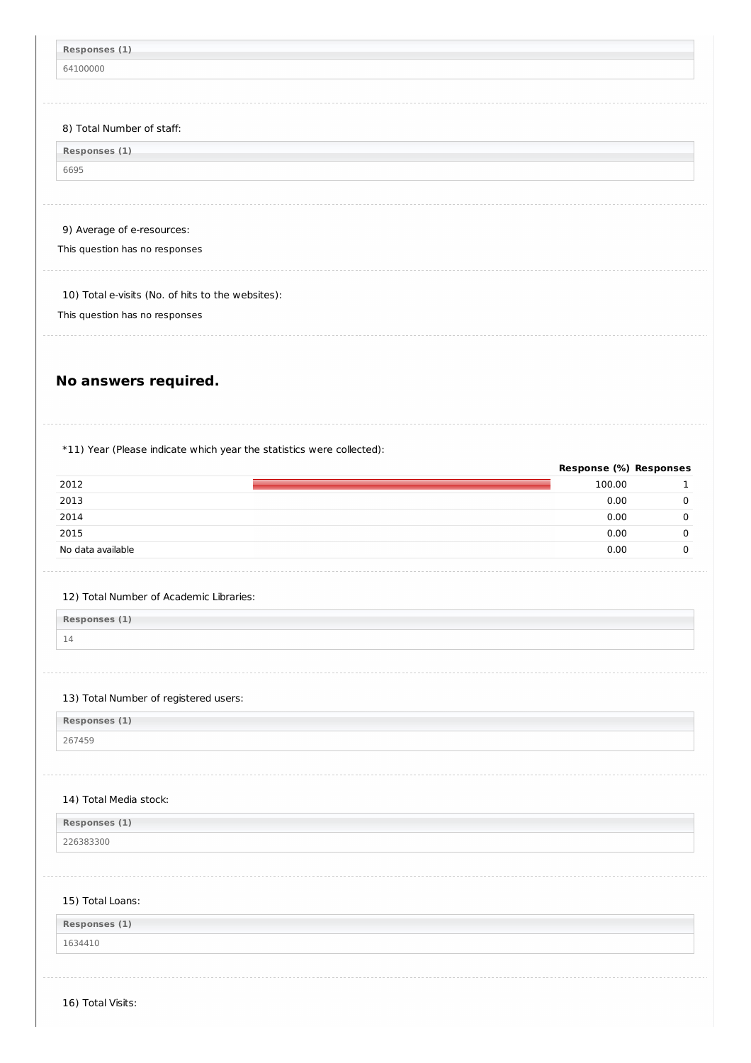| Responses (1) |
| --- |
| 64100000 |

8) Total Number of staff:

| Responses (1) |
| --- |
| 6695 |

9) Average of e-resources:

This question has no responses

10) Total e-visits (No. of hits to the websites):

This question has no responses

## No answers required.

*11) Year (Please indicate which year the statistics were collected):

| | Response (%) | Responses |
| --- | --- | --- |
| 2012 | 100.00 | 1 |
| 2013 | 0.00 | 0 |
| 2014 | 0.00 | 0 |
| 2015 | 0.00 | 0 |
| No data available | 0.00 | 0 |

12) Total Number of Academic Libraries:

| Responses (1) |
| --- |
| 14 |

13) Total Number of registered users:

| Responses (1) |
| --- |
| 267459 |

14) Total Media stock:

| Responses (1) |
| --- |
| 226383300 |

15) Total Loans:

| Responses (1) |
| --- |
| 1634410 |

16) Total Visits: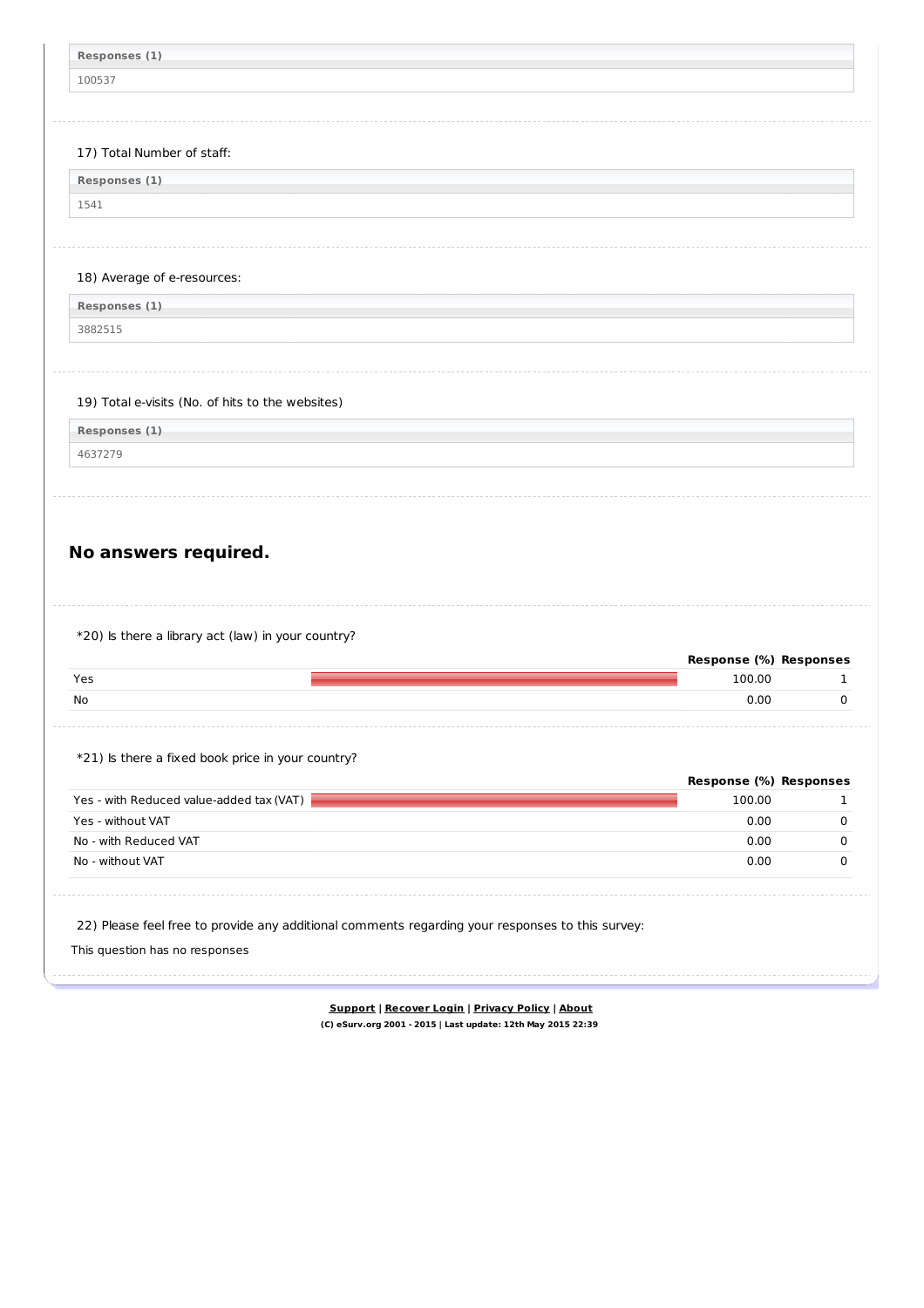| Responses (1) |
| --- |
| 100537 |

17) Total Number of staff:

| Responses (1) |
| --- |
| 1541 |

18) Average of e-resources:

| Responses (1) |
| --- |
| 3882515 |

19) Total e-visits (No. of hits to the websites)

| Responses (1) |
| --- |
| 4637279 |

## No answers required.

*20) Is there a library act (law) in your country?

| | Response (%) | Responses |
| --- | --- | --- |
| Yes | 100.00 | 1 |
| No | 0.00 | 0 |

*21) Is there a fixed book price in your country?

| | Response (%) | Responses |
| --- | --- | --- |
| Yes - with Reduced value-added tax (VAT) | 100.00 | 1 |
| Yes - without VAT | 0.00 | 0 |
| No - with Reduced VAT | 0.00 | 0 |
| No - without VAT | 0.00 | 0 |

22) Please feel free to provide any additional comments regarding your responses to this survey:

This question has no responses

**Support** | **Recover Login** | **Privacy Policy** | **About**

**(C) eSurv.org 2001 - 2015 | Last update: 12th May 2015 22:39**